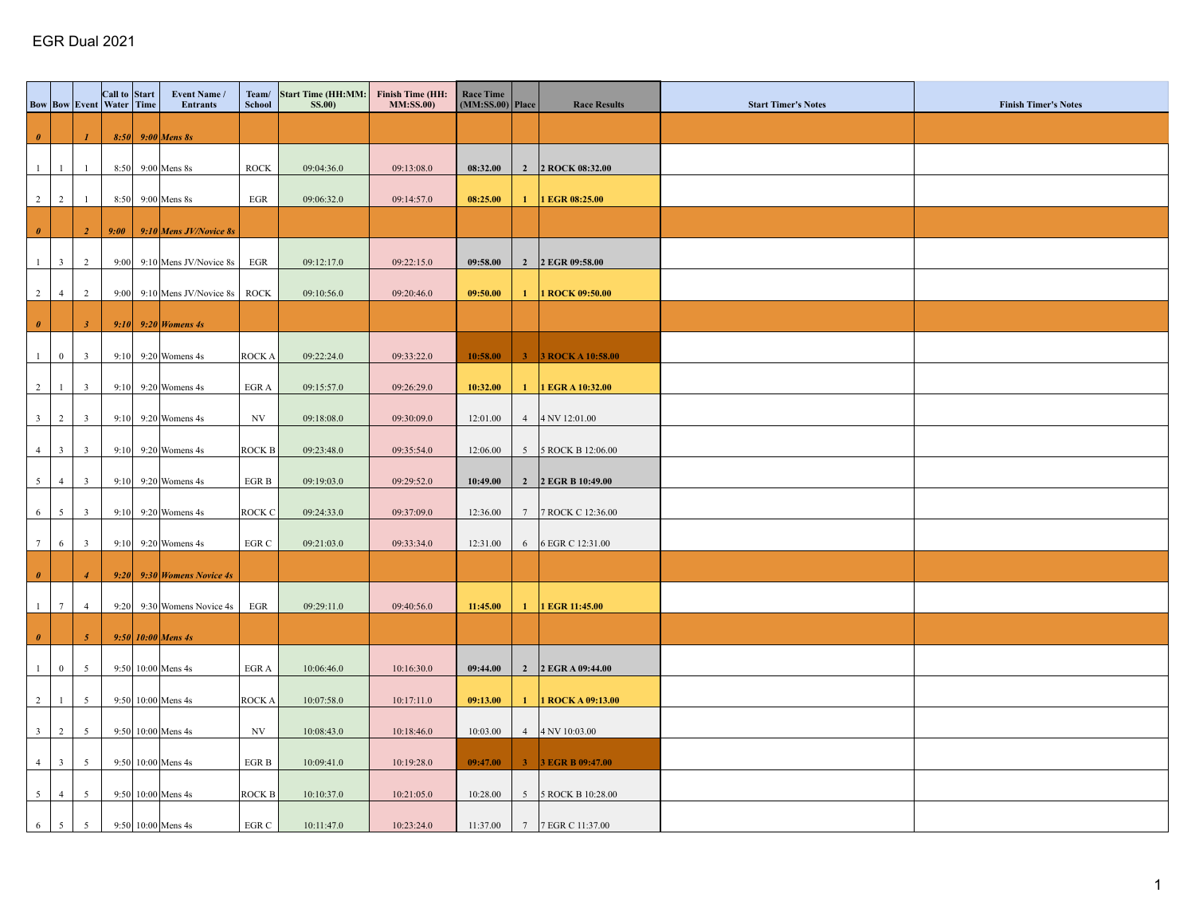# EGR Dual 2021

| Bow | Bow | Event | Call to Water | Start Time | Event Name / Entrants | Team/ School | Start Time (HH:MM:SS.00) | Finish Time (HH:MM:SS.00) | Race Time (MM:SS.00) | Place | Race Results | Start Timer's Notes | Finish Timer's Notes |
|---|---|---|---|---|---|---|---|---|---|---|---|---|---|
| ***0*** | | ***1*** | ***8:50*** | ***9:00*** | ***Mens 8s*** | | | | | | | | |
| 1 | 1 | 1 | 8:50 | 9:00 | Mens 8s | ROCK | 09:04:36.0 | 09:13:08.0 | **08:32.00** | **2** | **2 ROCK 08:32.00** | | |
| 2 | 2 | 1 | 8:50 | 9:00 | Mens 8s | EGR | 09:06:32.0 | 09:14:57.0 | **08:25.00** | **1** | **1 EGR 08:25.00** | | |
| ***0*** | | ***2*** | ***9:00*** | ***9:10*** | ***Mens JV/Novice 8s*** | | | | | | | | |
| 1 | 3 | 2 | 9:00 | 9:10 | Mens JV/Novice 8s | EGR | 09:12:17.0 | 09:22:15.0 | **09:58.00** | **2** | **2 EGR 09:58.00** | | |
| 2 | 4 | 2 | 9:00 | 9:10 | Mens JV/Novice 8s | ROCK | 09:10:56.0 | 09:20:46.0 | **09:50.00** | **1** | **1 ROCK 09:50.00** | | |
| ***0*** | | ***3*** | ***9:10*** | ***9:20*** | ***Womens 4s*** | | | | | | | | |
| 1 | 0 | 3 | 9:10 | 9:20 | Womens 4s | ROCK A | 09:22:24.0 | 09:33:22.0 | **10:58.00** | **3** | **3 ROCK A 10:58.00** | | |
| 2 | 1 | 3 | 9:10 | 9:20 | Womens 4s | EGR A | 09:15:57.0 | 09:26:29.0 | **10:32.00** | **1** | **1 EGR A 10:32.00** | | |
| 3 | 2 | 3 | 9:10 | 9:20 | Womens 4s | NV | 09:18:08.0 | 09:30:09.0 | 12:01.00 | 4 | 4 NV 12:01.00 | | |
| 4 | 3 | 3 | 9:10 | 9:20 | Womens 4s | ROCK B | 09:23:48.0 | 09:35:54.0 | 12:06.00 | 5 | 5 ROCK B 12:06.00 | | |
| 5 | 4 | 3 | 9:10 | 9:20 | Womens 4s | EGR B | 09:19:03.0 | 09:29:52.0 | **10:49.00** | **2** | **2 EGR B 10:49.00** | | |
| 6 | 5 | 3 | 9:10 | 9:20 | Womens 4s | ROCK C | 09:24:33.0 | 09:37:09.0 | 12:36.00 | 7 | 7 ROCK C 12:36.00 | | |
| 7 | 6 | 3 | 9:10 | 9:20 | Womens 4s | EGR C | 09:21:03.0 | 09:33:34.0 | 12:31.00 | 6 | 6 EGR C 12:31.00 | | |
| ***0*** | | ***4*** | ***9:20*** | ***9:30*** | ***Womens Novice 4s*** | | | | | | | | |
| 1 | 7 | 4 | 9:20 | 9:30 | Womens Novice 4s | EGR | 09:29:11.0 | 09:40:56.0 | **11:45.00** | **1** | **1 EGR 11:45.00** | | |
| ***0*** | | ***5*** | ***9:50*** | ***10:00*** | ***Mens 4s*** | | | | | | | | |
| 1 | 0 | 5 | 9:50 | 10:00 | Mens 4s | EGR A | 10:06:46.0 | 10:16:30.0 | **09:44.00** | **2** | **2 EGR A 09:44.00** | | |
| 2 | 1 | 5 | 9:50 | 10:00 | Mens 4s | ROCK A | 10:07:58.0 | 10:17:11.0 | **09:13.00** | **1** | **1 ROCK A 09:13.00** | | |
| 3 | 2 | 5 | 9:50 | 10:00 | Mens 4s | NV | 10:08:43.0 | 10:18:46.0 | 10:03.00 | 4 | 4 NV 10:03.00 | | |
| 4 | 3 | 5 | 9:50 | 10:00 | Mens 4s | EGR B | 10:09:41.0 | 10:19:28.0 | **09:47.00** | **3** | **3 EGR B 09:47.00** | | |
| 5 | 4 | 5 | 9:50 | 10:00 | Mens 4s | ROCK B | 10:10:37.0 | 10:21:05.0 | 10:28.00 | 5 | 5 ROCK B 10:28.00 | | |
| 6 | 5 | 5 | 9:50 | 10:00 | Mens 4s | EGR C | 10:11:47.0 | 10:23:24.0 | 11:37.00 | 7 | 7 EGR C 11:37.00 | | |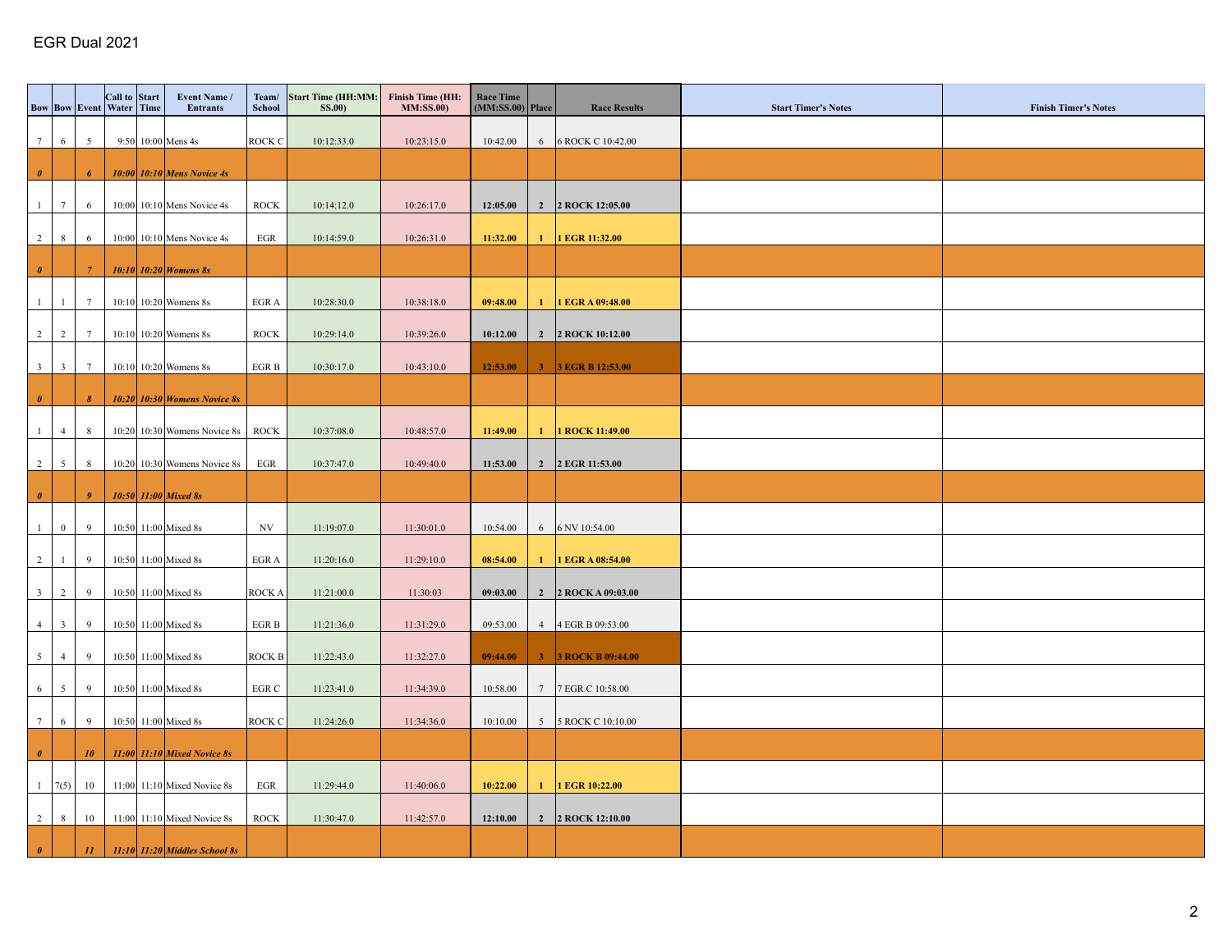# EGR Dual 2021

| Bow | Bow | Event | Call to Water | Start Time | Event Name / Entrants | Team/ School | Start Time (HH:MM:SS.00) | Finish Time (HH:MM:SS.00) | Race Time (MM:SS.00) | Place | Race Results | Start Timer's Notes | Finish Timer's Notes |
|---|---|---|---|---|---|---|---|---|---|---|---|---|---|
| 7 | 6 | 5 | 9:50 | 10:00 | Mens 4s | ROCK C | 10:12:33.0 | 10:23:15.0 | 10:42.00 | 6 | 6 ROCK C 10:42.00 | | |
| ***0*** | | ***6*** | ***10:00*** | ***10:10*** | ***Mens Novice 4s*** | | | | | | | | |
| 1 | 7 | 6 | 10:00 | 10:10 | Mens Novice 4s | ROCK | 10:14:12.0 | 10:26:17.0 | **12:05.00** | **2** | **2 ROCK 12:05.00** | | |
| 2 | 8 | 6 | 10:00 | 10:10 | Mens Novice 4s | EGR | 10:14:59.0 | 10:26:31.0 | **11:32.00** | **1** | **1 EGR 11:32.00** | | |
| ***0*** | | ***7*** | ***10:10*** | ***10:20*** | ***Womens 8s*** | | | | | | | | |
| 1 | 1 | 7 | 10:10 | 10:20 | Womens 8s | EGR A | 10:28:30.0 | 10:38:18.0 | **09:48.00** | **1** | **1 EGR A 09:48.00** | | |
| 2 | 2 | 7 | 10:10 | 10:20 | Womens 8s | ROCK | 10:29:14.0 | 10:39:26.0 | **10:12.00** | **2** | **2 ROCK 10:12.00** | | |
| 3 | 3 | 7 | 10:10 | 10:20 | Womens 8s | EGR B | 10:30:17.0 | 10:43:10.0 | **12:53.00** | **3** | **3 EGR B 12:53.00** | | |
| ***0*** | | ***8*** | ***10:20*** | ***10:30*** | ***Womens Novice 8s*** | | | | | | | | |
| 1 | 4 | 8 | 10:20 | 10:30 | Womens Novice 8s | ROCK | 10:37:08.0 | 10:48:57.0 | **11:49.00** | **1** | **1 ROCK 11:49.00** | | |
| 2 | 5 | 8 | 10:20 | 10:30 | Womens Novice 8s | EGR | 10:37:47.0 | 10:49:40.0 | **11:53.00** | **2** | **2 EGR 11:53.00** | | |
| ***0*** | | ***9*** | ***10:50*** | ***11:00*** | ***Mixed 8s*** | | | | | | | | |
| 1 | 0 | 9 | 10:50 | 11:00 | Mixed 8s | NV | 11:19:07.0 | 11:30:01.0 | 10:54.00 | 6 | 6 NV 10:54.00 | | |
| 2 | 1 | 9 | 10:50 | 11:00 | Mixed 8s | EGR A | 11:20:16.0 | 11:29:10.0 | **08:54.00** | **1** | **1 EGR A 08:54.00** | | |
| 3 | 2 | 9 | 10:50 | 11:00 | Mixed 8s | ROCK A | 11:21:00.0 | 11:30:03 | **09:03.00** | **2** | **2 ROCK A 09:03.00** | | |
| 4 | 3 | 9 | 10:50 | 11:00 | Mixed 8s | EGR B | 11:21:36.0 | 11:31:29.0 | 09:53.00 | 4 | 4 EGR B 09:53.00 | | |
| 5 | 4 | 9 | 10:50 | 11:00 | Mixed 8s | ROCK B | 11:22:43.0 | 11:32:27.0 | **09:44.00** | **3** | **3 ROCK B 09:44.00** | | |
| 6 | 5 | 9 | 10:50 | 11:00 | Mixed 8s | EGR C | 11:23:41.0 | 11:34:39.0 | 10:58.00 | 7 | 7 EGR C 10:58.00 | | |
| 7 | 6 | 9 | 10:50 | 11:00 | Mixed 8s | ROCK C | 11:24:26.0 | 11:34:36.0 | 10:10.00 | 5 | 5 ROCK C 10:10.00 | | |
| ***0*** | | ***10*** | ***11:00*** | ***11:10*** | ***Mixed Novice 8s*** | | | | | | | | |
| 1 | 7(5) | 10 | 11:00 | 11:10 | Mixed Novice 8s | EGR | 11:29:44.0 | 11:40:06.0 | **10:22.00** | **1** | **1 EGR 10:22.00** | | |
| 2 | 8 | 10 | 11:00 | 11:10 | Mixed Novice 8s | ROCK | 11:30:47.0 | 11:42:57.0 | **12:10.00** | **2** | **2 ROCK 12:10.00** | | |
| ***0*** | | ***11*** | ***11:10*** | ***11:20*** | ***Middles School 8s*** | | | | | | | | |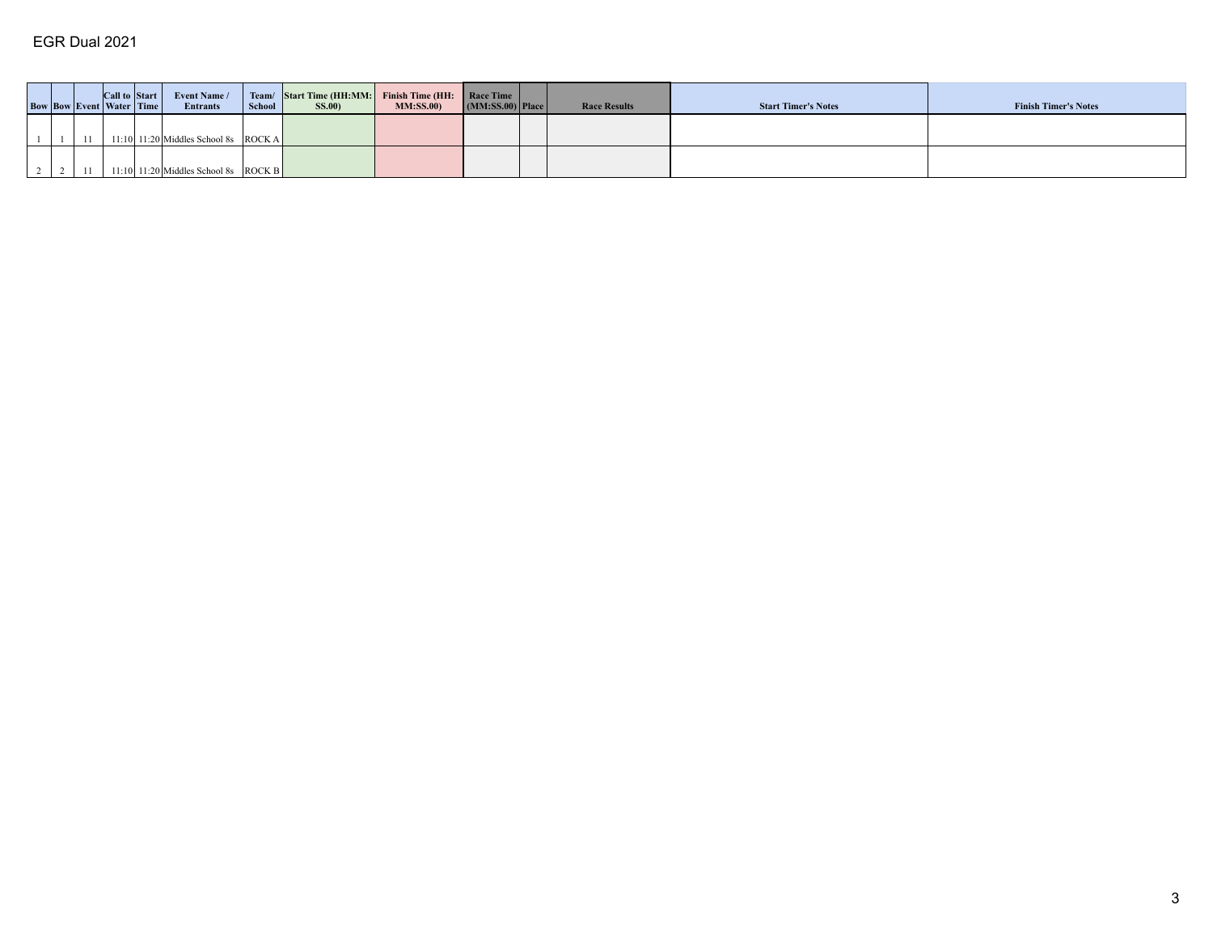EGR Dual 2021

| Bow | Bow | Event | Call to Water | Start Time | Event Name / Entrants | Team/ School | Start Time (HH:MM:SS.00) | Finish Time (HH:MM:SS.00) | Race Time (MM:SS.00) | Place | Race Results | Start Timer's Notes | Finish Timer's Notes |
|---|---|---|---|---|---|---|---|---|---|---|---|---|---|
| 1 | 1 | 11 | 11:10 | 11:20 | Middles School 8s | ROCK A | | | | | | | |
| 2 | 2 | 11 | 11:10 | 11:20 | Middles School 8s | ROCK B | | | | | | | |